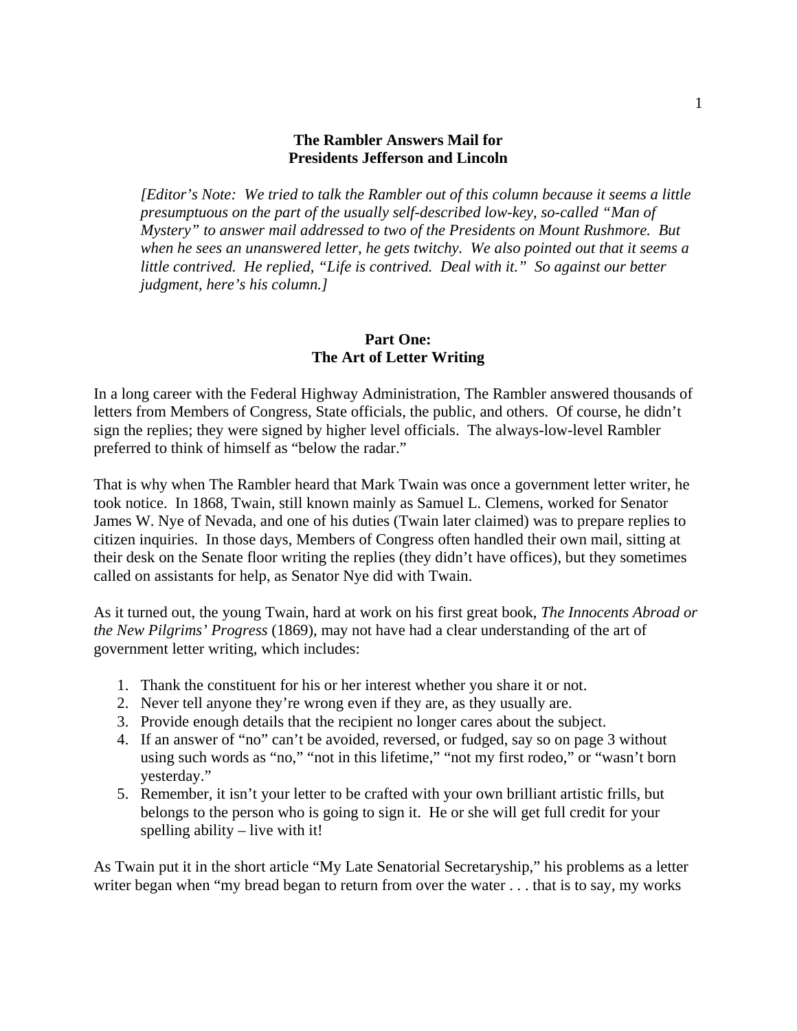# The Rambler Answers Mail for Presidents Jefferson and Lincoln

*[Editor's Note: We tried to talk the Rambler out of this column because it seems a little presumptuous on the part of the usually self-described low-key, so-called "Man of Mystery" to answer mail addressed to two of the Presidents on Mount Rushmore. But when he sees an unanswered letter, he gets twitchy. We also pointed out that it seems a little contrived. He replied, "Life is contrived. Deal with it." So against our better judgment, here's his column.]*

## Part One: The Art of Letter Writing

In a long career with the Federal Highway Administration, The Rambler answered thousands of letters from Members of Congress, State officials, the public, and others. Of course, he didn't sign the replies; they were signed by higher level officials. The always-low-level Rambler preferred to think of himself as "below the radar."

That is why when The Rambler heard that Mark Twain was once a government letter writer, he took notice. In 1868, Twain, still known mainly as Samuel L. Clemens, worked for Senator James W. Nye of Nevada, and one of his duties (Twain later claimed) was to prepare replies to citizen inquiries. In those days, Members of Congress often handled their own mail, sitting at their desk on the Senate floor writing the replies (they didn't have offices), but they sometimes called on assistants for help, as Senator Nye did with Twain.

As it turned out, the young Twain, hard at work on his first great book, *The Innocents Abroad or the New Pilgrims' Progress* (1869), may not have had a clear understanding of the art of government letter writing, which includes:

1. Thank the constituent for his or her interest whether you share it or not.
2. Never tell anyone they're wrong even if they are, as they usually are.
3. Provide enough details that the recipient no longer cares about the subject.
4. If an answer of "no" can't be avoided, reversed, or fudged, say so on page 3 without using such words as "no," "not in this lifetime," "not my first rodeo," or "wasn't born yesterday."
5. Remember, it isn't your letter to be crafted with your own brilliant artistic frills, but belongs to the person who is going to sign it. He or she will get full credit for your spelling ability – live with it!

As Twain put it in the short article "My Late Senatorial Secretaryship," his problems as a letter writer began when "my bread began to return from over the water . . . that is to say, my works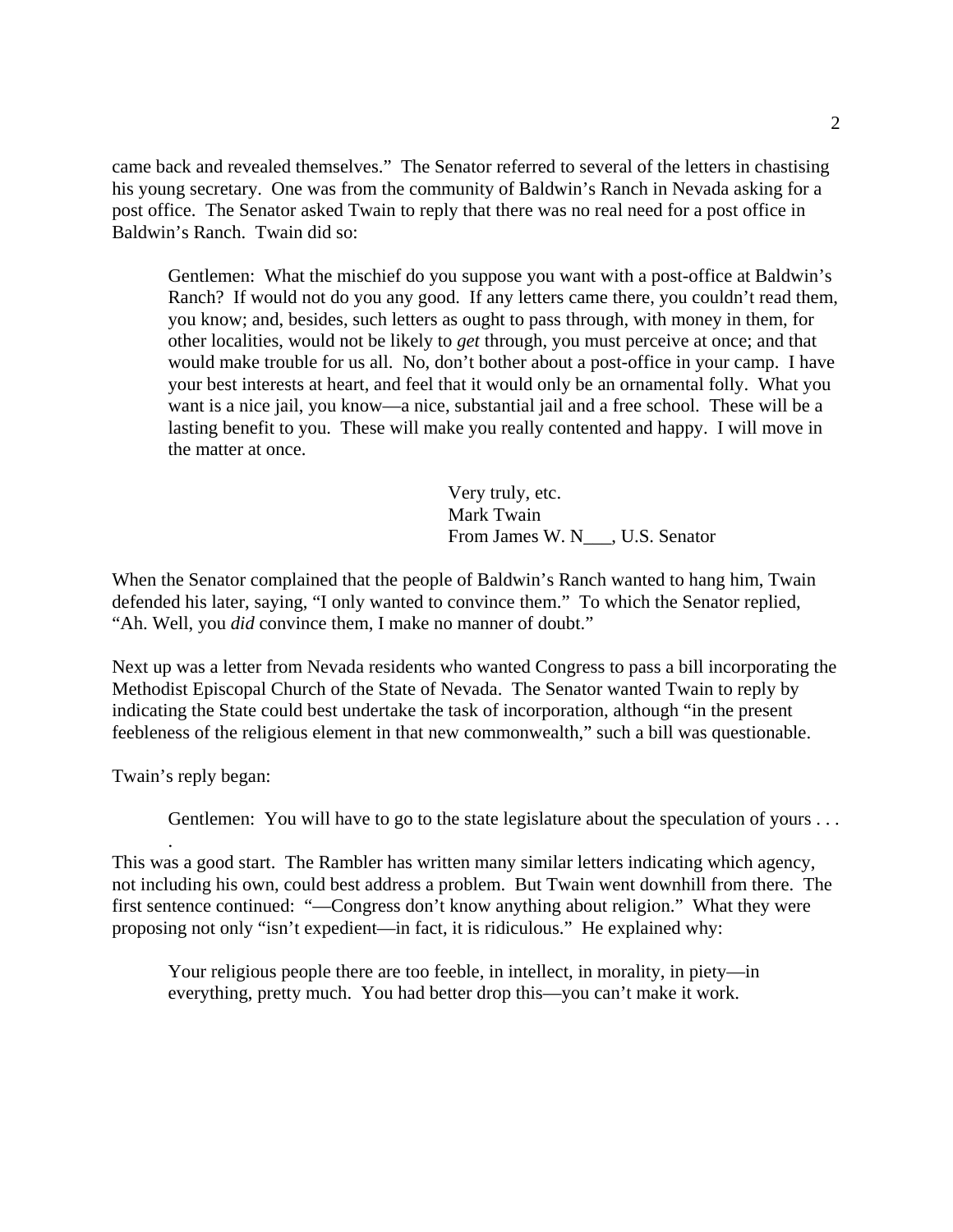came back and revealed themselves." The Senator referred to several of the letters in chastising his young secretary. One was from the community of Baldwin's Ranch in Nevada asking for a post office. The Senator asked Twain to reply that there was no real need for a post office in Baldwin's Ranch. Twain did so:

> Gentlemen: What the mischief do you suppose you want with a post-office at Baldwin's Ranch? If would not do you any good. If any letters came there, you couldn't read them, you know; and, besides, such letters as ought to pass through, with money in them, for other localities, would not be likely to *get* through, you must perceive at once; and that would make trouble for us all. No, don't bother about a post-office in your camp. I have your best interests at heart, and feel that it would only be an ornamental folly. What you want is a nice jail, you know—a nice, substantial jail and a free school. These will be a lasting benefit to you. These will make you really contented and happy. I will move in the matter at once.
>
> Very truly, etc.
> Mark Twain
> From James W. N___, U.S. Senator

When the Senator complained that the people of Baldwin's Ranch wanted to hang him, Twain defended his later, saying, "I only wanted to convince them." To which the Senator replied, "Ah. Well, you *did* convince them, I make no manner of doubt."

Next up was a letter from Nevada residents who wanted Congress to pass a bill incorporating the Methodist Episcopal Church of the State of Nevada. The Senator wanted Twain to reply by indicating the State could best undertake the task of incorporation, although "in the present feebleness of the religious element in that new commonwealth," such a bill was questionable.

Twain's reply began:

> Gentlemen: You will have to go to the state legislature about the speculation of yours . . . .

This was a good start. The Rambler has written many similar letters indicating which agency, not including his own, could best address a problem. But Twain went downhill from there. The first sentence continued: "—Congress don't know anything about religion." What they were proposing not only "isn't expedient—in fact, it is ridiculous." He explained why:

> Your religious people there are too feeble, in intellect, in morality, in piety—in everything, pretty much. You had better drop this—you can't make it work.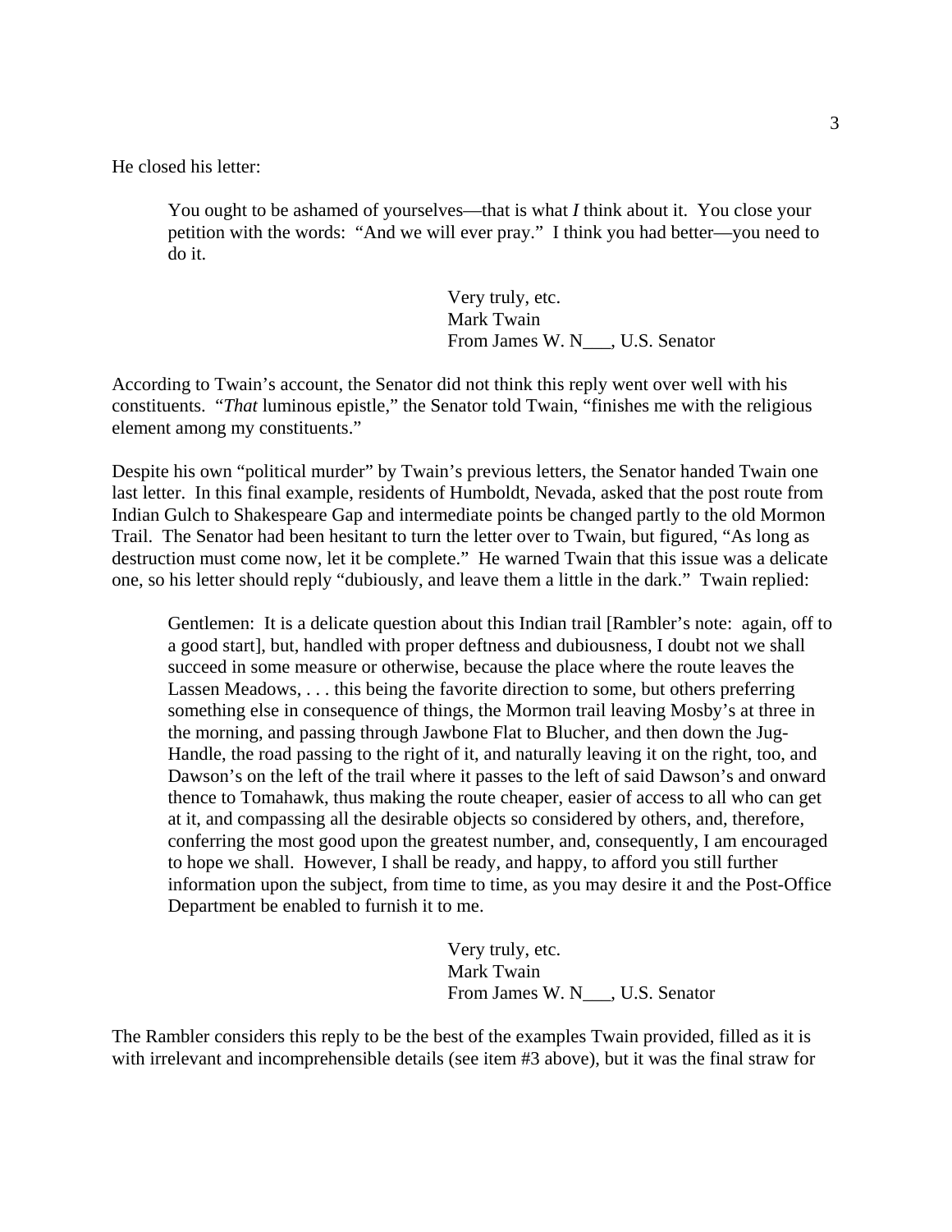He closed his letter:

> You ought to be ashamed of yourselves—that is what *I* think about it. You close your petition with the words: "And we will ever pray." I think you had better—you need to do it.
>
> Very truly, etc.
> Mark Twain
> From James W. N___, U.S. Senator

According to Twain's account, the Senator did not think this reply went over well with his constituents. "*That* luminous epistle," the Senator told Twain, "finishes me with the religious element among my constituents."

Despite his own "political murder" by Twain's previous letters, the Senator handed Twain one last letter. In this final example, residents of Humboldt, Nevada, asked that the post route from Indian Gulch to Shakespeare Gap and intermediate points be changed partly to the old Mormon Trail. The Senator had been hesitant to turn the letter over to Twain, but figured, "As long as destruction must come now, let it be complete." He warned Twain that this issue was a delicate one, so his letter should reply "dubiously, and leave them a little in the dark." Twain replied:

> Gentlemen: It is a delicate question about this Indian trail [Rambler's note: again, off to a good start], but, handled with proper deftness and dubiousness, I doubt not we shall succeed in some measure or otherwise, because the place where the route leaves the Lassen Meadows, . . . this being the favorite direction to some, but others preferring something else in consequence of things, the Mormon trail leaving Mosby's at three in the morning, and passing through Jawbone Flat to Blucher, and then down the Jug-Handle, the road passing to the right of it, and naturally leaving it on the right, too, and Dawson's on the left of the trail where it passes to the left of said Dawson's and onward thence to Tomahawk, thus making the route cheaper, easier of access to all who can get at it, and compassing all the desirable objects so considered by others, and, therefore, conferring the most good upon the greatest number, and, consequently, I am encouraged to hope we shall. However, I shall be ready, and happy, to afford you still further information upon the subject, from time to time, as you may desire it and the Post-Office Department be enabled to furnish it to me.
>
> Very truly, etc.
> Mark Twain
> From James W. N___, U.S. Senator

The Rambler considers this reply to be the best of the examples Twain provided, filled as it is with irrelevant and incomprehensible details (see item #3 above), but it was the final straw for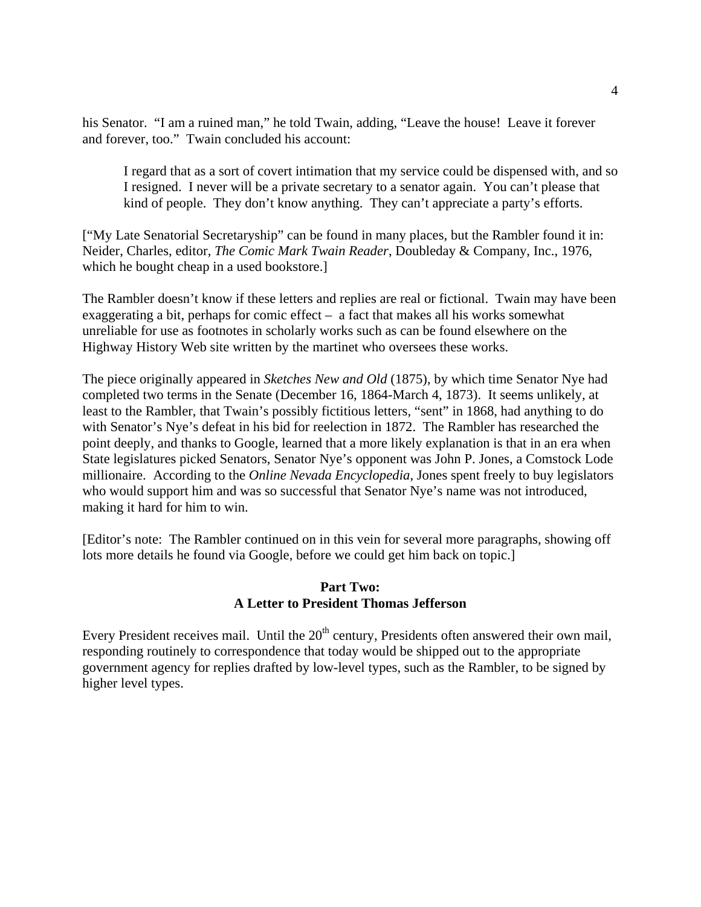his Senator. "I am a ruined man," he told Twain, adding, "Leave the house! Leave it forever and forever, too." Twain concluded his account:

> I regard that as a sort of covert intimation that my service could be dispensed with, and so I resigned. I never will be a private secretary to a senator again. You can't please that kind of people. They don't know anything. They can't appreciate a party's efforts.

["My Late Senatorial Secretaryship" can be found in many places, but the Rambler found it in: Neider, Charles, editor, *The Comic Mark Twain Reader*, Doubleday & Company, Inc., 1976, which he bought cheap in a used bookstore.]

The Rambler doesn't know if these letters and replies are real or fictional. Twain may have been exaggerating a bit, perhaps for comic effect – a fact that makes all his works somewhat unreliable for use as footnotes in scholarly works such as can be found elsewhere on the Highway History Web site written by the martinet who oversees these works.

The piece originally appeared in *Sketches New and Old* (1875), by which time Senator Nye had completed two terms in the Senate (December 16, 1864-March 4, 1873). It seems unlikely, at least to the Rambler, that Twain's possibly fictitious letters, "sent" in 1868, had anything to do with Senator's Nye's defeat in his bid for reelection in 1872. The Rambler has researched the point deeply, and thanks to Google, learned that a more likely explanation is that in an era when State legislatures picked Senators, Senator Nye's opponent was John P. Jones, a Comstock Lode millionaire. According to the *Online Nevada Encyclopedia*, Jones spent freely to buy legislators who would support him and was so successful that Senator Nye's name was not introduced, making it hard for him to win.

[Editor's note: The Rambler continued on in this vein for several more paragraphs, showing off lots more details he found via Google, before we could get him back on topic.]

## Part Two: A Letter to President Thomas Jefferson

Every President receives mail. Until the 20th century, Presidents often answered their own mail, responding routinely to correspondence that today would be shipped out to the appropriate government agency for replies drafted by low-level types, such as the Rambler, to be signed by higher level types.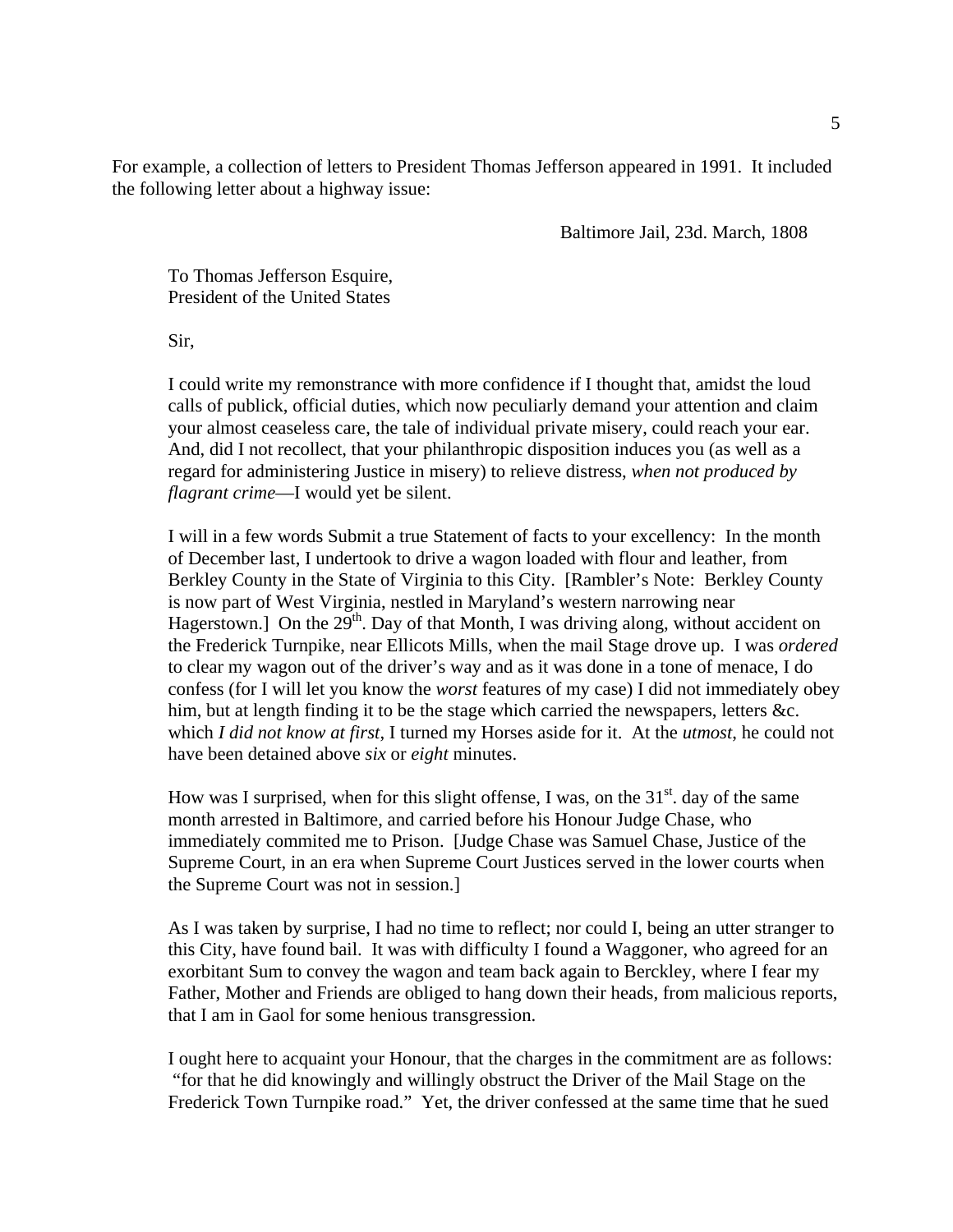For example, a collection of letters to President Thomas Jefferson appeared in 1991. It included the following letter about a highway issue:

> Baltimore Jail, 23d. March, 1808
>
> To Thomas Jefferson Esquire,
> President of the United States
>
> Sir,
>
> I could write my remonstrance with more confidence if I thought that, amidst the loud calls of publick, official duties, which now peculiarly demand your attention and claim your almost ceaseless care, the tale of individual private misery, could reach your ear. And, did I not recollect, that your philanthropic disposition induces you (as well as a regard for administering Justice in misery) to relieve distress, *when not produced by flagrant crime*—I would yet be silent.
>
> I will in a few words Submit a true Statement of facts to your excellency: In the month of December last, I undertook to drive a wagon loaded with flour and leather, from Berkley County in the State of Virginia to this City. [Rambler's Note: Berkley County is now part of West Virginia, nestled in Maryland's western narrowing near Hagerstown.] On the 29th. Day of that Month, I was driving along, without accident on the Frederick Turnpike, near Ellicots Mills, when the mail Stage drove up. I was *ordered* to clear my wagon out of the driver's way and as it was done in a tone of menace, I do confess (for I will let you know the *worst* features of my case) I did not immediately obey him, but at length finding it to be the stage which carried the newspapers, letters &c. which *I did not know at first*, I turned my Horses aside for it. At the *utmost*, he could not have been detained above *six* or *eight* minutes.
>
> How was I surprised, when for this slight offense, I was, on the 31st. day of the same month arrested in Baltimore, and carried before his Honour Judge Chase, who immediately commited me to Prison. [Judge Chase was Samuel Chase, Justice of the Supreme Court, in an era when Supreme Court Justices served in the lower courts when the Supreme Court was not in session.]
>
> As I was taken by surprise, I had no time to reflect; nor could I, being an utter stranger to this City, have found bail. It was with difficulty I found a Waggoner, who agreed for an exorbitant Sum to convey the wagon and team back again to Berckley, where I fear my Father, Mother and Friends are obliged to hang down their heads, from malicious reports, that I am in Gaol for some henious transgression.
>
> I ought here to acquaint your Honour, that the charges in the commitment are as follows: "for that he did knowingly and willingly obstruct the Driver of the Mail Stage on the Frederick Town Turnpike road." Yet, the driver confessed at the same time that he sued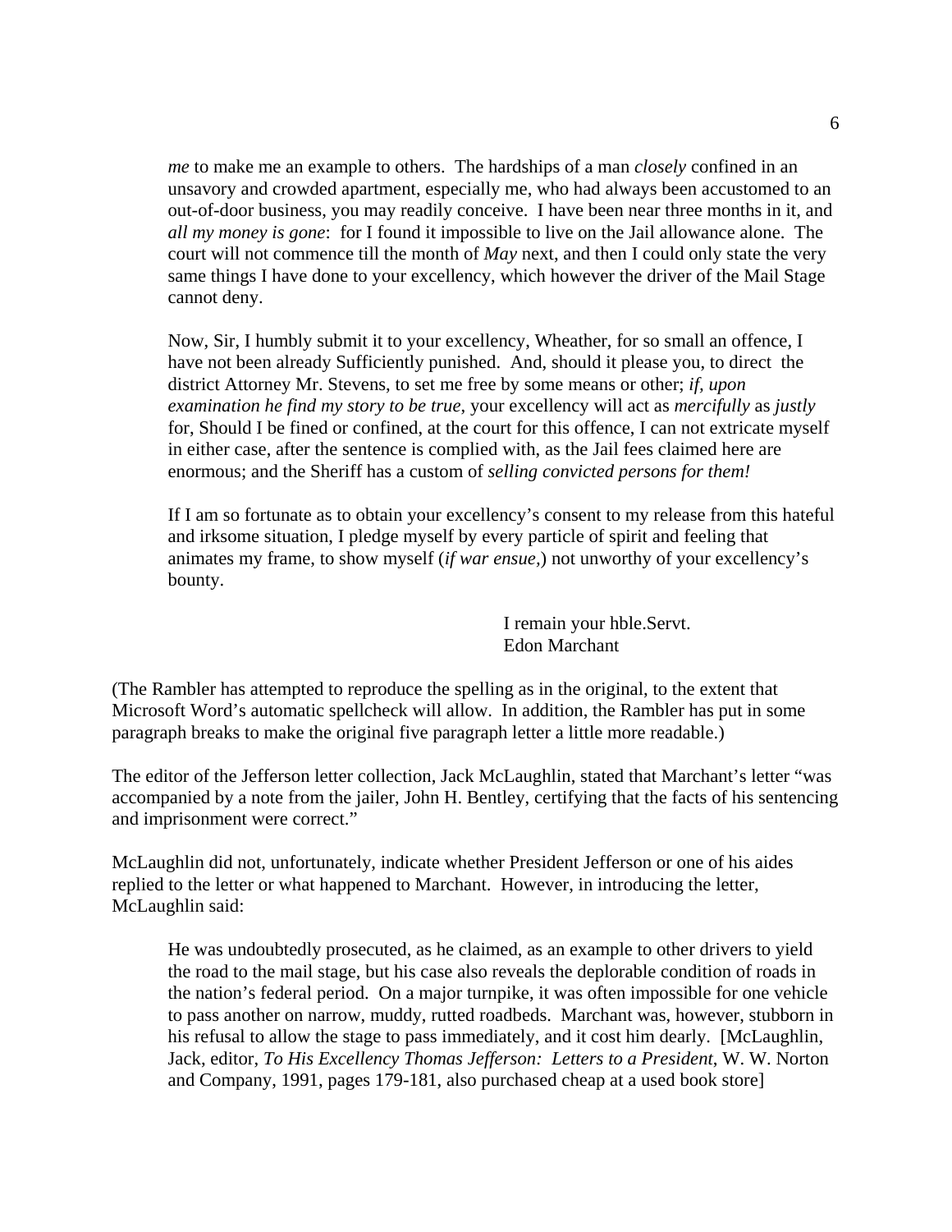> *me* to make me an example to others. The hardships of a man *closely* confined in an unsavory and crowded apartment, especially me, who had always been accustomed to an out-of-door business, you may readily conceive. I have been near three months in it, and *all my money is gone*: for I found it impossible to live on the Jail allowance alone. The court will not commence till the month of *May* next, and then I could only state the very same things I have done to your excellency, which however the driver of the Mail Stage cannot deny.
>
> Now, Sir, I humbly submit it to your excellency, Wheather, for so small an offence, I have not been already Sufficiently punished. And, should it please you, to direct the district Attorney Mr. Stevens, to set me free by some means or other; *if, upon examination he find my story to be true*, your excellency will act as *mercifully* as *justly* for, Should I be fined or confined, at the court for this offence, I can not extricate myself in either case, after the sentence is complied with, as the Jail fees claimed here are enormous; and the Sheriff has a custom of *selling convicted persons for them!*
>
> If I am so fortunate as to obtain your excellency's consent to my release from this hateful and irksome situation, I pledge myself by every particle of spirit and feeling that animates my frame, to show myself (*if war ensue*,) not unworthy of your excellency's bounty.
>
> I remain your hble.Servt.
> Edon Marchant

(The Rambler has attempted to reproduce the spelling as in the original, to the extent that Microsoft Word's automatic spellcheck will allow. In addition, the Rambler has put in some paragraph breaks to make the original five paragraph letter a little more readable.)

The editor of the Jefferson letter collection, Jack McLaughlin, stated that Marchant's letter "was accompanied by a note from the jailer, John H. Bentley, certifying that the facts of his sentencing and imprisonment were correct."

McLaughlin did not, unfortunately, indicate whether President Jefferson or one of his aides replied to the letter or what happened to Marchant. However, in introducing the letter, McLaughlin said:

> He was undoubtedly prosecuted, as he claimed, as an example to other drivers to yield the road to the mail stage, but his case also reveals the deplorable condition of roads in the nation's federal period. On a major turnpike, it was often impossible for one vehicle to pass another on narrow, muddy, rutted roadbeds. Marchant was, however, stubborn in his refusal to allow the stage to pass immediately, and it cost him dearly. [McLaughlin, Jack, editor, *To His Excellency Thomas Jefferson: Letters to a President*, W. W. Norton and Company, 1991, pages 179-181, also purchased cheap at a used book store]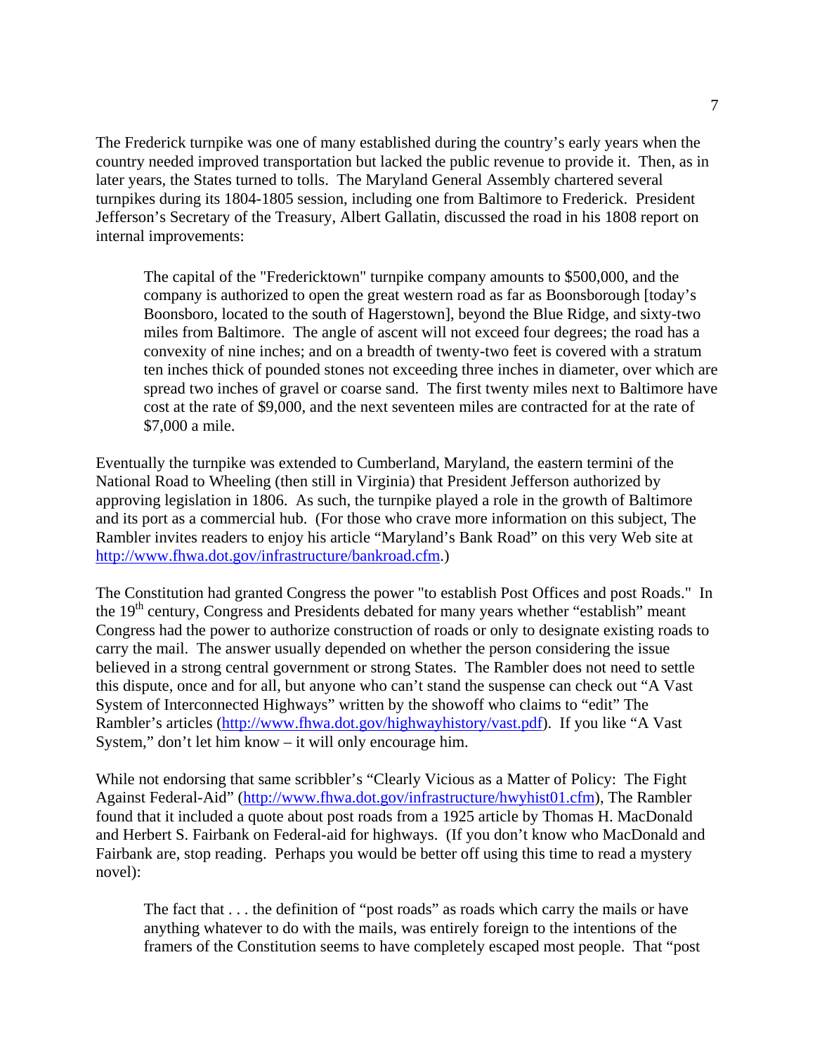The Frederick turnpike was one of many established during the country's early years when the country needed improved transportation but lacked the public revenue to provide it. Then, as in later years, the States turned to tolls. The Maryland General Assembly chartered several turnpikes during its 1804-1805 session, including one from Baltimore to Frederick. President Jefferson's Secretary of the Treasury, Albert Gallatin, discussed the road in his 1808 report on internal improvements:

> The capital of the "Fredericktown" turnpike company amounts to $500,000, and the company is authorized to open the great western road as far as Boonsborough [today's Boonsboro, located to the south of Hagerstown], beyond the Blue Ridge, and sixty-two miles from Baltimore. The angle of ascent will not exceed four degrees; the road has a convexity of nine inches; and on a breadth of twenty-two feet is covered with a stratum ten inches thick of pounded stones not exceeding three inches in diameter, over which are spread two inches of gravel or coarse sand. The first twenty miles next to Baltimore have cost at the rate of $9,000, and the next seventeen miles are contracted for at the rate of $7,000 a mile.

Eventually the turnpike was extended to Cumberland, Maryland, the eastern termini of the National Road to Wheeling (then still in Virginia) that President Jefferson authorized by approving legislation in 1806. As such, the turnpike played a role in the growth of Baltimore and its port as a commercial hub. (For those who crave more information on this subject, The Rambler invites readers to enjoy his article "Maryland's Bank Road" on this very Web site at http://www.fhwa.dot.gov/infrastructure/bankroad.cfm.)

The Constitution had granted Congress the power "to establish Post Offices and post Roads." In the 19th century, Congress and Presidents debated for many years whether "establish" meant Congress had the power to authorize construction of roads or only to designate existing roads to carry the mail. The answer usually depended on whether the person considering the issue believed in a strong central government or strong States. The Rambler does not need to settle this dispute, once and for all, but anyone who can't stand the suspense can check out "A Vast System of Interconnected Highways" written by the showoff who claims to "edit" The Rambler's articles (http://www.fhwa.dot.gov/highwayhistory/vast.pdf). If you like "A Vast System," don't let him know – it will only encourage him.

While not endorsing that same scribbler's "Clearly Vicious as a Matter of Policy: The Fight Against Federal-Aid" (http://www.fhwa.dot.gov/infrastructure/hwyhist01.cfm), The Rambler found that it included a quote about post roads from a 1925 article by Thomas H. MacDonald and Herbert S. Fairbank on Federal-aid for highways. (If you don't know who MacDonald and Fairbank are, stop reading. Perhaps you would be better off using this time to read a mystery novel):

> The fact that . . . the definition of "post roads" as roads which carry the mails or have anything whatever to do with the mails, was entirely foreign to the intentions of the framers of the Constitution seems to have completely escaped most people. That "post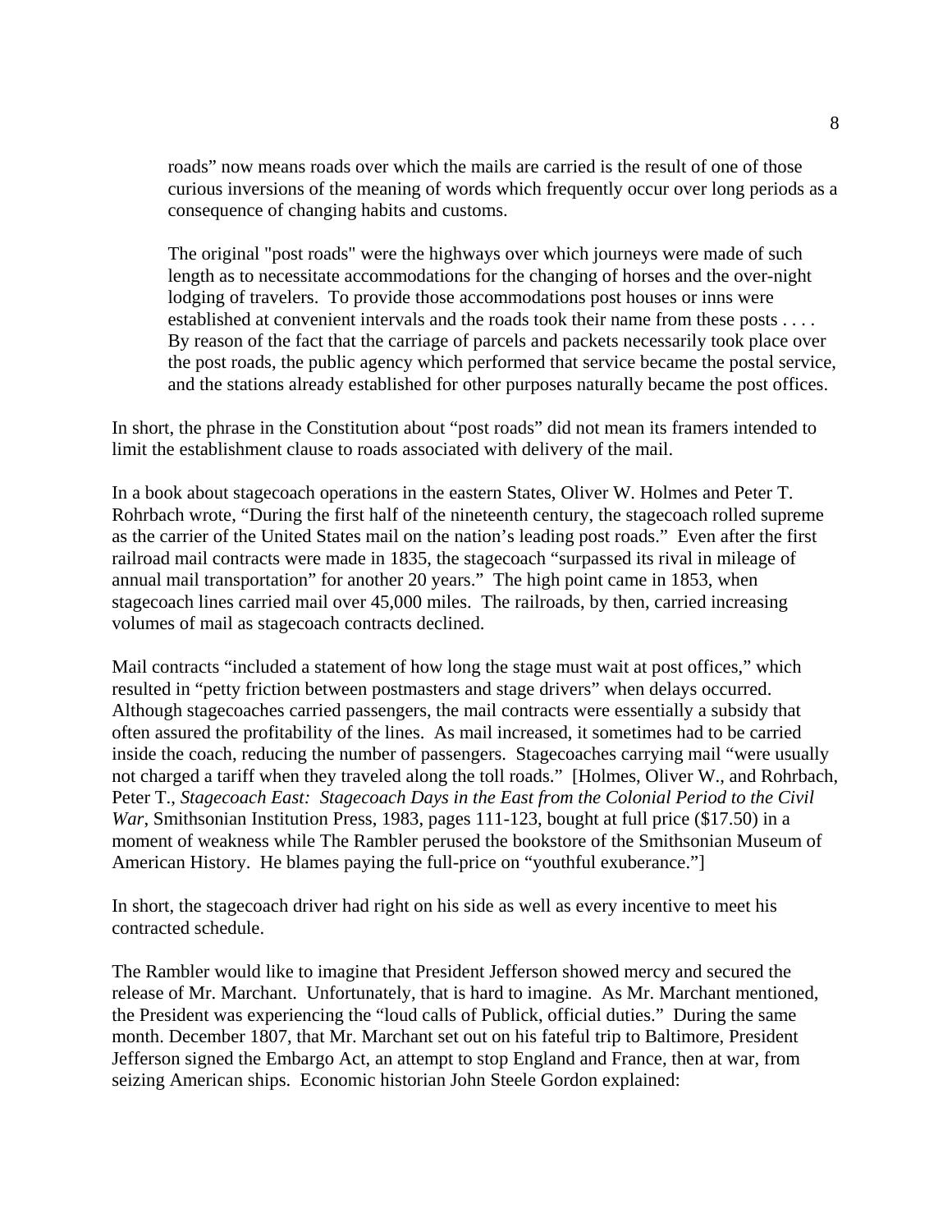> roads" now means roads over which the mails are carried is the result of one of those curious inversions of the meaning of words which frequently occur over long periods as a consequence of changing habits and customs.
>
> The original "post roads" were the highways over which journeys were made of such length as to necessitate accommodations for the changing of horses and the over-night lodging of travelers. To provide those accommodations post houses or inns were established at convenient intervals and the roads took their name from these posts . . . . By reason of the fact that the carriage of parcels and packets necessarily took place over the post roads, the public agency which performed that service became the postal service, and the stations already established for other purposes naturally became the post offices.

In short, the phrase in the Constitution about "post roads" did not mean its framers intended to limit the establishment clause to roads associated with delivery of the mail.

In a book about stagecoach operations in the eastern States, Oliver W. Holmes and Peter T. Rohrbach wrote, "During the first half of the nineteenth century, the stagecoach rolled supreme as the carrier of the United States mail on the nation's leading post roads." Even after the first railroad mail contracts were made in 1835, the stagecoach "surpassed its rival in mileage of annual mail transportation" for another 20 years." The high point came in 1853, when stagecoach lines carried mail over 45,000 miles. The railroads, by then, carried increasing volumes of mail as stagecoach contracts declined.

Mail contracts "included a statement of how long the stage must wait at post offices," which resulted in "petty friction between postmasters and stage drivers" when delays occurred. Although stagecoaches carried passengers, the mail contracts were essentially a subsidy that often assured the profitability of the lines. As mail increased, it sometimes had to be carried inside the coach, reducing the number of passengers. Stagecoaches carrying mail "were usually not charged a tariff when they traveled along the toll roads." [Holmes, Oliver W., and Rohrbach, Peter T., *Stagecoach East: Stagecoach Days in the East from the Colonial Period to the Civil War*, Smithsonian Institution Press, 1983, pages 111-123, bought at full price ($17.50) in a moment of weakness while The Rambler perused the bookstore of the Smithsonian Museum of American History. He blames paying the full-price on "youthful exuberance."]

In short, the stagecoach driver had right on his side as well as every incentive to meet his contracted schedule.

The Rambler would like to imagine that President Jefferson showed mercy and secured the release of Mr. Marchant. Unfortunately, that is hard to imagine. As Mr. Marchant mentioned, the President was experiencing the "loud calls of Publick, official duties." During the same month. December 1807, that Mr. Marchant set out on his fateful trip to Baltimore, President Jefferson signed the Embargo Act, an attempt to stop England and France, then at war, from seizing American ships. Economic historian John Steele Gordon explained: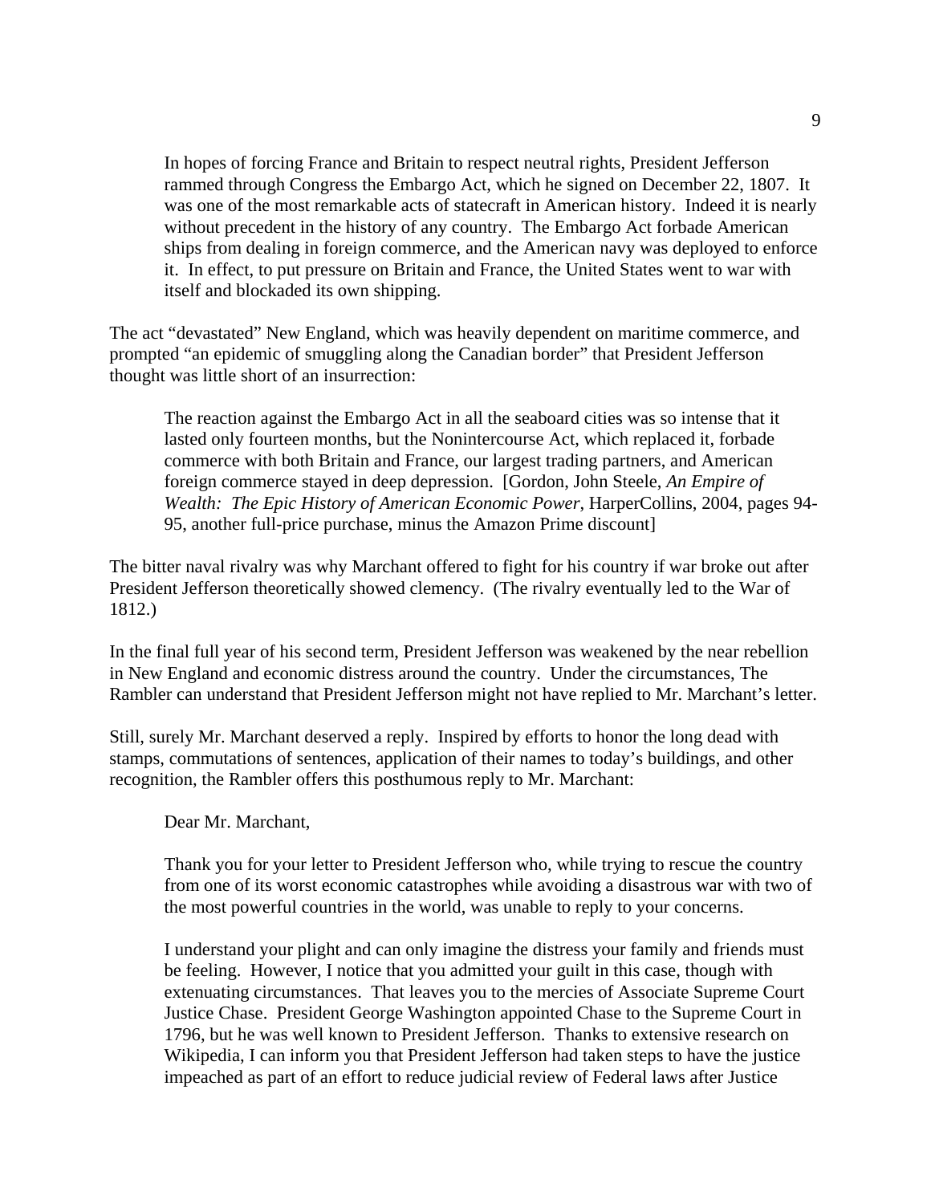> In hopes of forcing France and Britain to respect neutral rights, President Jefferson rammed through Congress the Embargo Act, which he signed on December 22, 1807. It was one of the most remarkable acts of statecraft in American history. Indeed it is nearly without precedent in the history of any country. The Embargo Act forbade American ships from dealing in foreign commerce, and the American navy was deployed to enforce it. In effect, to put pressure on Britain and France, the United States went to war with itself and blockaded its own shipping.

The act "devastated" New England, which was heavily dependent on maritime commerce, and prompted "an epidemic of smuggling along the Canadian border" that President Jefferson thought was little short of an insurrection:

> The reaction against the Embargo Act in all the seaboard cities was so intense that it lasted only fourteen months, but the Nonintercourse Act, which replaced it, forbade commerce with both Britain and France, our largest trading partners, and American foreign commerce stayed in deep depression. [Gordon, John Steele, *An Empire of Wealth: The Epic History of American Economic Power*, HarperCollins, 2004, pages 94-95, another full-price purchase, minus the Amazon Prime discount]

The bitter naval rivalry was why Marchant offered to fight for his country if war broke out after President Jefferson theoretically showed clemency. (The rivalry eventually led to the War of 1812.)

In the final full year of his second term, President Jefferson was weakened by the near rebellion in New England and economic distress around the country. Under the circumstances, The Rambler can understand that President Jefferson might not have replied to Mr. Marchant's letter.

Still, surely Mr. Marchant deserved a reply. Inspired by efforts to honor the long dead with stamps, commutations of sentences, application of their names to today's buildings, and other recognition, the Rambler offers this posthumous reply to Mr. Marchant:

> Dear Mr. Marchant,
>
> Thank you for your letter to President Jefferson who, while trying to rescue the country from one of its worst economic catastrophes while avoiding a disastrous war with two of the most powerful countries in the world, was unable to reply to your concerns.
>
> I understand your plight and can only imagine the distress your family and friends must be feeling. However, I notice that you admitted your guilt in this case, though with extenuating circumstances. That leaves you to the mercies of Associate Supreme Court Justice Chase. President George Washington appointed Chase to the Supreme Court in 1796, but he was well known to President Jefferson. Thanks to extensive research on Wikipedia, I can inform you that President Jefferson had taken steps to have the justice impeached as part of an effort to reduce judicial review of Federal laws after Justice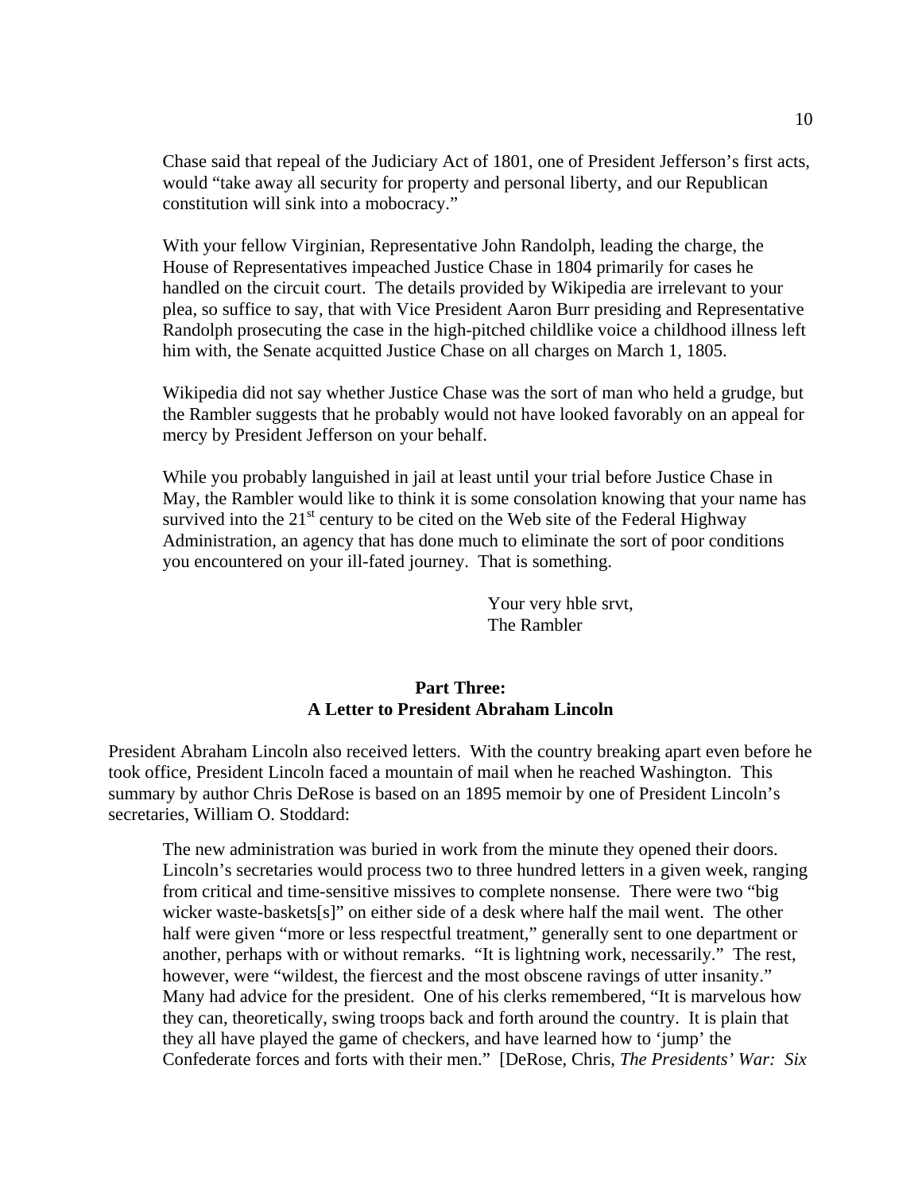Chase said that repeal of the Judiciary Act of 1801, one of President Jefferson's first acts, would "take away all security for property and personal liberty, and our Republican constitution will sink into a mobocracy."

With your fellow Virginian, Representative John Randolph, leading the charge, the House of Representatives impeached Justice Chase in 1804 primarily for cases he handled on the circuit court. The details provided by Wikipedia are irrelevant to your plea, so suffice to say, that with Vice President Aaron Burr presiding and Representative Randolph prosecuting the case in the high-pitched childlike voice a childhood illness left him with, the Senate acquitted Justice Chase on all charges on March 1, 1805.

Wikipedia did not say whether Justice Chase was the sort of man who held a grudge, but the Rambler suggests that he probably would not have looked favorably on an appeal for mercy by President Jefferson on your behalf.

While you probably languished in jail at least until your trial before Justice Chase in May, the Rambler would like to think it is some consolation knowing that your name has survived into the 21st century to be cited on the Web site of the Federal Highway Administration, an agency that has done much to eliminate the sort of poor conditions you encountered on your ill-fated journey. That is something.

Your very hble srvt,
The Rambler

**Part Three:**
**A Letter to President Abraham Lincoln**

President Abraham Lincoln also received letters. With the country breaking apart even before he took office, President Lincoln faced a mountain of mail when he reached Washington. This summary by author Chris DeRose is based on an 1895 memoir by one of President Lincoln's secretaries, William O. Stoddard:

> The new administration was buried in work from the minute they opened their doors. Lincoln's secretaries would process two to three hundred letters in a given week, ranging from critical and time-sensitive missives to complete nonsense. There were two "big wicker waste-baskets[s]" on either side of a desk where half the mail went. The other half were given "more or less respectful treatment," generally sent to one department or another, perhaps with or without remarks. "It is lightning work, necessarily." The rest, however, were "wildest, the fiercest and the most obscene ravings of utter insanity." Many had advice for the president. One of his clerks remembered, "It is marvelous how they can, theoretically, swing troops back and forth around the country. It is plain that they all have played the game of checkers, and have learned how to 'jump' the Confederate forces and forts with their men." [DeRose, Chris, *The Presidents' War: Six*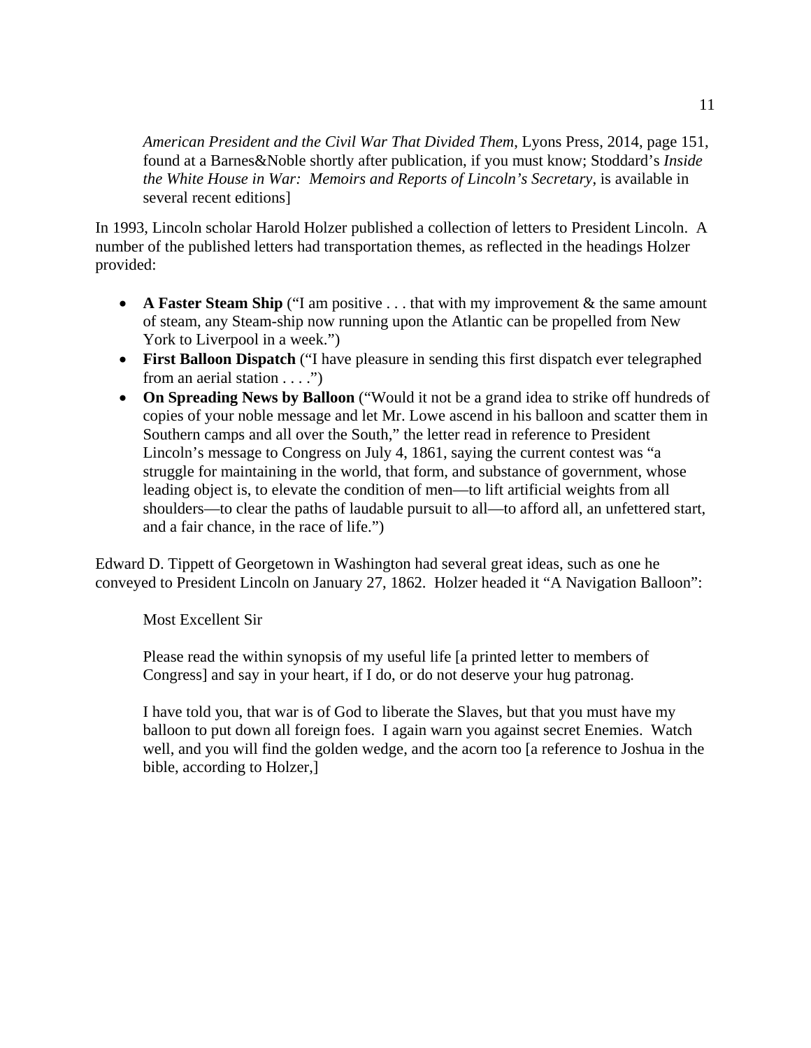*American President and the Civil War That Divided Them*, Lyons Press, 2014, page 151, found at a Barnes&Noble shortly after publication, if you must know; Stoddard's *Inside the White House in War: Memoirs and Reports of Lincoln's Secretary*, is available in several recent editions]

In 1993, Lincoln scholar Harold Holzer published a collection of letters to President Lincoln. A number of the published letters had transportation themes, as reflected in the headings Holzer provided:

- **A Faster Steam Ship** ("I am positive . . . that with my improvement & the same amount of steam, any Steam-ship now running upon the Atlantic can be propelled from New York to Liverpool in a week.")
- **First Balloon Dispatch** ("I have pleasure in sending this first dispatch ever telegraphed from an aerial station . . . .")
- **On Spreading News by Balloon** ("Would it not be a grand idea to strike off hundreds of copies of your noble message and let Mr. Lowe ascend in his balloon and scatter them in Southern camps and all over the South," the letter read in reference to President Lincoln's message to Congress on July 4, 1861, saying the current contest was "a struggle for maintaining in the world, that form, and substance of government, whose leading object is, to elevate the condition of men—to lift artificial weights from all shoulders—to clear the paths of laudable pursuit to all—to afford all, an unfettered start, and a fair chance, in the race of life.")

Edward D. Tippett of Georgetown in Washington had several great ideas, such as one he conveyed to President Lincoln on January 27, 1862. Holzer headed it "A Navigation Balloon":

> Most Excellent Sir
>
> Please read the within synopsis of my useful life [a printed letter to members of Congress] and say in your heart, if I do, or do not deserve your hug patronag.
>
> I have told you, that war is of God to liberate the Slaves, but that you must have my balloon to put down all foreign foes. I again warn you against secret Enemies. Watch well, and you will find the golden wedge, and the acorn too [a reference to Joshua in the bible, according to Holzer,]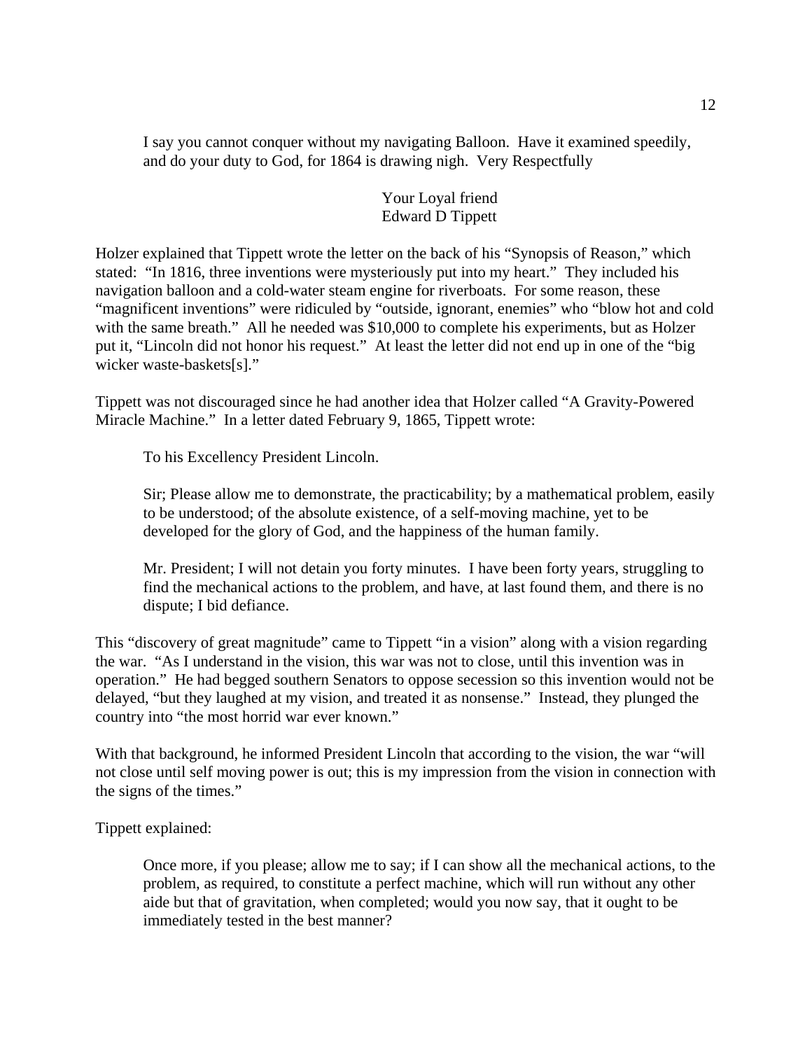> I say you cannot conquer without my navigating Balloon. Have it examined speedily, and do your duty to God, for 1864 is drawing nigh. Very Respectfully
>
> Your Loyal friend
> Edward D Tippett

Holzer explained that Tippett wrote the letter on the back of his "Synopsis of Reason," which stated: "In 1816, three inventions were mysteriously put into my heart." They included his navigation balloon and a cold-water steam engine for riverboats. For some reason, these "magnificent inventions" were ridiculed by "outside, ignorant, enemies" who "blow hot and cold with the same breath." All he needed was $10,000 to complete his experiments, but as Holzer put it, "Lincoln did not honor his request." At least the letter did not end up in one of the "big wicker waste-baskets[s]."

Tippett was not discouraged since he had another idea that Holzer called "A Gravity-Powered Miracle Machine." In a letter dated February 9, 1865, Tippett wrote:

> To his Excellency President Lincoln.
>
> Sir; Please allow me to demonstrate, the practicability; by a mathematical problem, easily to be understood; of the absolute existence, of a self-moving machine, yet to be developed for the glory of God, and the happiness of the human family.
>
> Mr. President; I will not detain you forty minutes. I have been forty years, struggling to find the mechanical actions to the problem, and have, at last found them, and there is no dispute; I bid defiance.

This "discovery of great magnitude" came to Tippett "in a vision" along with a vision regarding the war. "As I understand in the vision, this war was not to close, until this invention was in operation." He had begged southern Senators to oppose secession so this invention would not be delayed, "but they laughed at my vision, and treated it as nonsense." Instead, they plunged the country into "the most horrid war ever known."

With that background, he informed President Lincoln that according to the vision, the war "will not close until self moving power is out; this is my impression from the vision in connection with the signs of the times."

Tippett explained:

> Once more, if you please; allow me to say; if I can show all the mechanical actions, to the problem, as required, to constitute a perfect machine, which will run without any other aide but that of gravitation, when completed; would you now say, that it ought to be immediately tested in the best manner?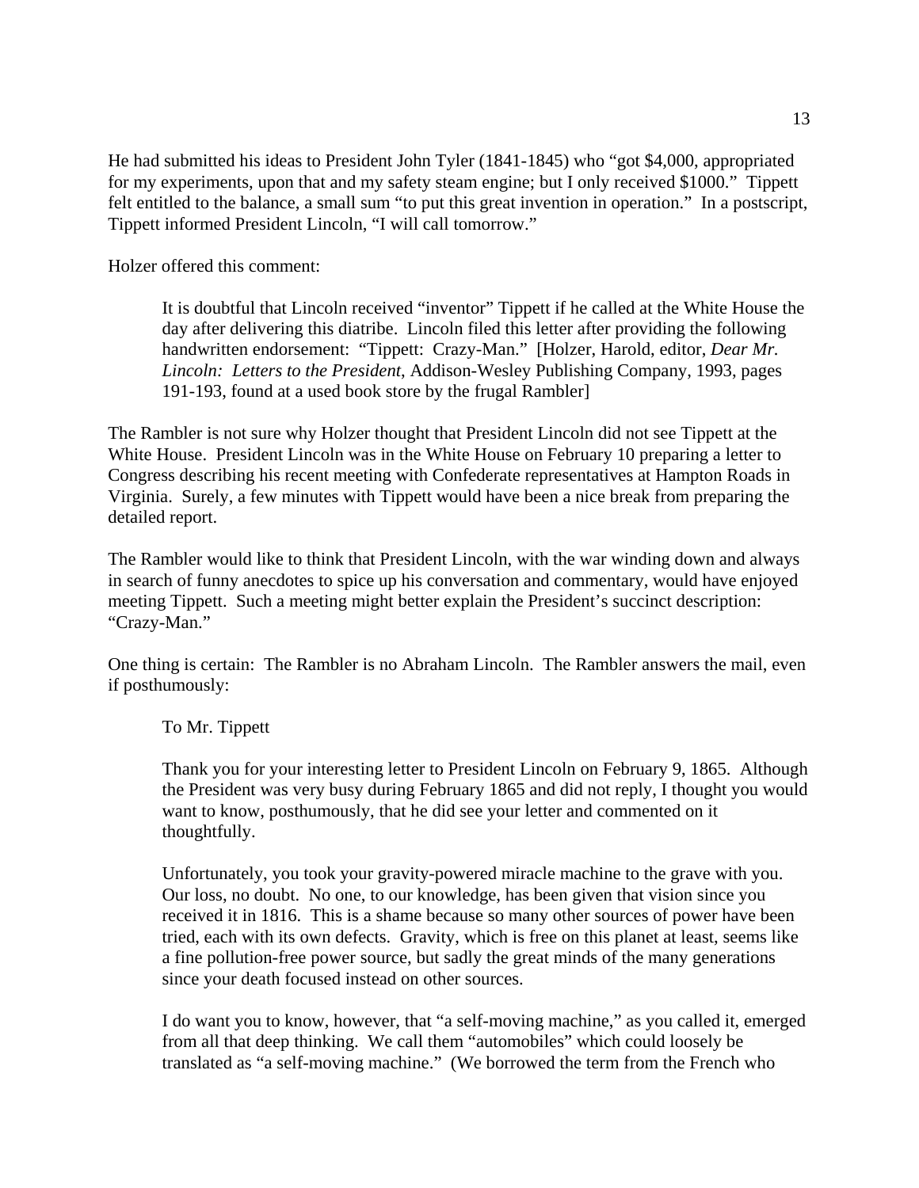He had submitted his ideas to President John Tyler (1841-1845) who "got $4,000, appropriated for my experiments, upon that and my safety steam engine; but I only received $1000." Tippett felt entitled to the balance, a small sum "to put this great invention in operation." In a postscript, Tippett informed President Lincoln, "I will call tomorrow."

Holzer offered this comment:

> It is doubtful that Lincoln received "inventor" Tippett if he called at the White House the day after delivering this diatribe. Lincoln filed this letter after providing the following handwritten endorsement: "Tippett: Crazy-Man." [Holzer, Harold, editor, *Dear Mr. Lincoln: Letters to the President*, Addison-Wesley Publishing Company, 1993, pages 191-193, found at a used book store by the frugal Rambler]

The Rambler is not sure why Holzer thought that President Lincoln did not see Tippett at the White House. President Lincoln was in the White House on February 10 preparing a letter to Congress describing his recent meeting with Confederate representatives at Hampton Roads in Virginia. Surely, a few minutes with Tippett would have been a nice break from preparing the detailed report.

The Rambler would like to think that President Lincoln, with the war winding down and always in search of funny anecdotes to spice up his conversation and commentary, would have enjoyed meeting Tippett. Such a meeting might better explain the President's succinct description: "Crazy-Man."

One thing is certain: The Rambler is no Abraham Lincoln. The Rambler answers the mail, even if posthumously:

> To Mr. Tippett
>
> Thank you for your interesting letter to President Lincoln on February 9, 1865. Although the President was very busy during February 1865 and did not reply, I thought you would want to know, posthumously, that he did see your letter and commented on it thoughtfully.
>
> Unfortunately, you took your gravity-powered miracle machine to the grave with you. Our loss, no doubt. No one, to our knowledge, has been given that vision since you received it in 1816. This is a shame because so many other sources of power have been tried, each with its own defects. Gravity, which is free on this planet at least, seems like a fine pollution-free power source, but sadly the great minds of the many generations since your death focused instead on other sources.
>
> I do want you to know, however, that "a self-moving machine," as you called it, emerged from all that deep thinking. We call them "automobiles" which could loosely be translated as "a self-moving machine." (We borrowed the term from the French who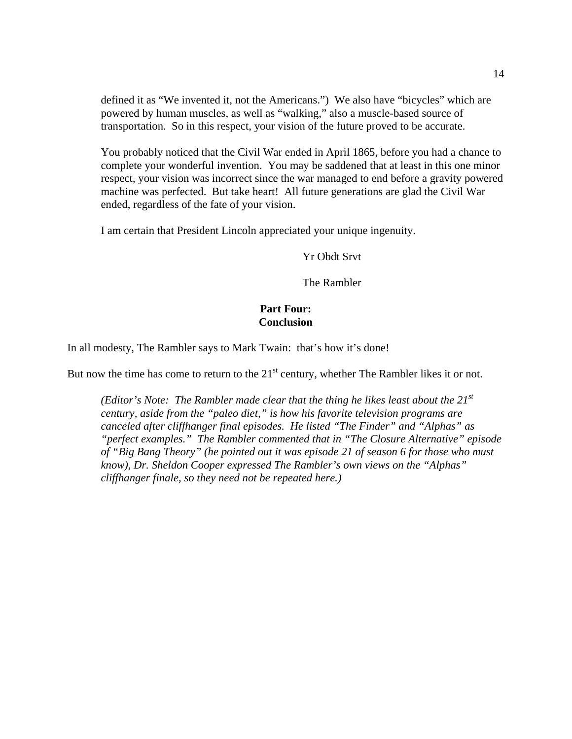defined it as "We invented it, not the Americans.") We also have "bicycles" which are powered by human muscles, as well as "walking," also a muscle-based source of transportation. So in this respect, your vision of the future proved to be accurate.

You probably noticed that the Civil War ended in April 1865, before you had a chance to complete your wonderful invention. You may be saddened that at least in this one minor respect, your vision was incorrect since the war managed to end before a gravity powered machine was perfected. But take heart! All future generations are glad the Civil War ended, regardless of the fate of your vision.

I am certain that President Lincoln appreciated your unique ingenuity.

Yr Obdt Srvt

The Rambler

**Part Four:**
**Conclusion**

In all modesty, The Rambler says to Mark Twain: that's how it's done!

But now the time has come to return to the 21st century, whether The Rambler likes it or not.

*(Editor's Note: The Rambler made clear that the thing he likes least about the 21st century, aside from the "paleo diet," is how his favorite television programs are canceled after cliffhanger final episodes. He listed "The Finder" and "Alphas" as "perfect examples." The Rambler commented that in "The Closure Alternative" episode of "Big Bang Theory" (he pointed out it was episode 21 of season 6 for those who must know), Dr. Sheldon Cooper expressed The Rambler's own views on the "Alphas" cliffhanger finale, so they need not be repeated here.)*